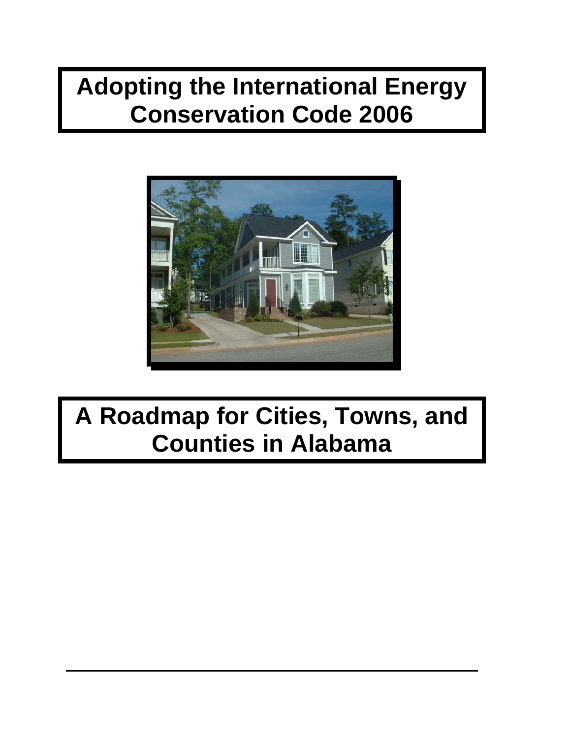# Adopting the International Energy Conservation Code 2006

# A Roadmap for Cities, Towns, and Counties in Alabama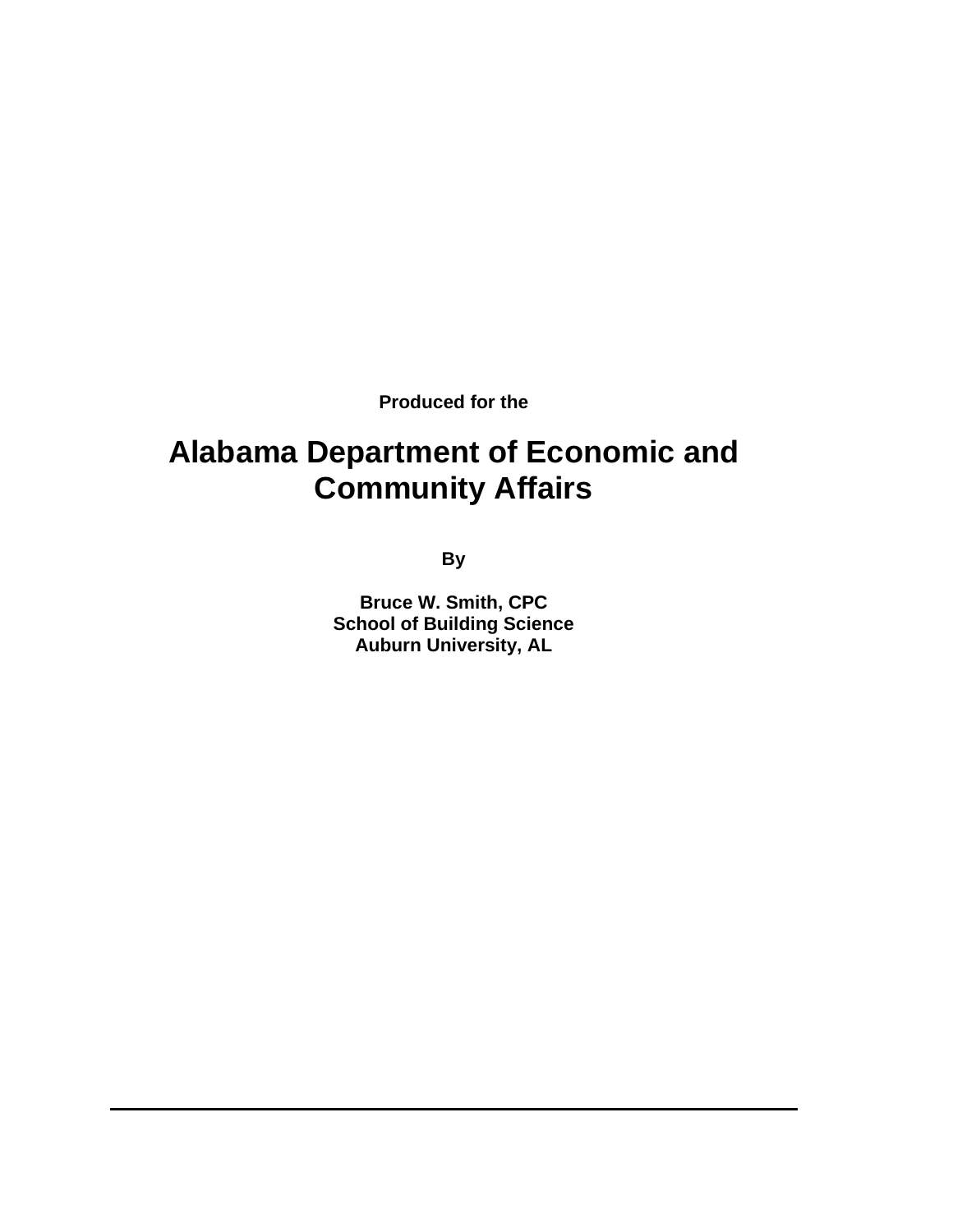**Produced for the**

# Alabama Department of Economic and Community Affairs

**By**

**Bruce W. Smith, CPC**
**School of Building Science**
**Auburn University, AL**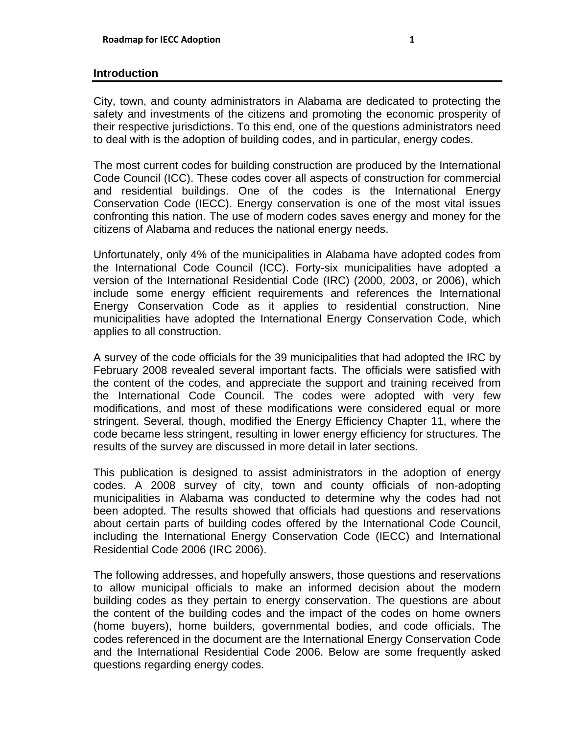## Introduction

City, town, and county administrators in Alabama are dedicated to protecting the safety and investments of the citizens and promoting the economic prosperity of their respective jurisdictions. To this end, one of the questions administrators need to deal with is the adoption of building codes, and in particular, energy codes.

The most current codes for building construction are produced by the International Code Council (ICC). These codes cover all aspects of construction for commercial and residential buildings. One of the codes is the International Energy Conservation Code (IECC). Energy conservation is one of the most vital issues confronting this nation. The use of modern codes saves energy and money for the citizens of Alabama and reduces the national energy needs.

Unfortunately, only 4% of the municipalities in Alabama have adopted codes from the International Code Council (ICC). Forty-six municipalities have adopted a version of the International Residential Code (IRC) (2000, 2003, or 2006), which include some energy efficient requirements and references the International Energy Conservation Code as it applies to residential construction. Nine municipalities have adopted the International Energy Conservation Code, which applies to all construction.

A survey of the code officials for the 39 municipalities that had adopted the IRC by February 2008 revealed several important facts. The officials were satisfied with the content of the codes, and appreciate the support and training received from the International Code Council. The codes were adopted with very few modifications, and most of these modifications were considered equal or more stringent. Several, though, modified the Energy Efficiency Chapter 11, where the code became less stringent, resulting in lower energy efficiency for structures. The results of the survey are discussed in more detail in later sections.

This publication is designed to assist administrators in the adoption of energy codes. A 2008 survey of city, town and county officials of non-adopting municipalities in Alabama was conducted to determine why the codes had not been adopted. The results showed that officials had questions and reservations about certain parts of building codes offered by the International Code Council, including the International Energy Conservation Code (IECC) and International Residential Code 2006 (IRC 2006).

The following addresses, and hopefully answers, those questions and reservations to allow municipal officials to make an informed decision about the modern building codes as they pertain to energy conservation. The questions are about the content of the building codes and the impact of the codes on home owners (home buyers), home builders, governmental bodies, and code officials. The codes referenced in the document are the International Energy Conservation Code and the International Residential Code 2006. Below are some frequently asked questions regarding energy codes.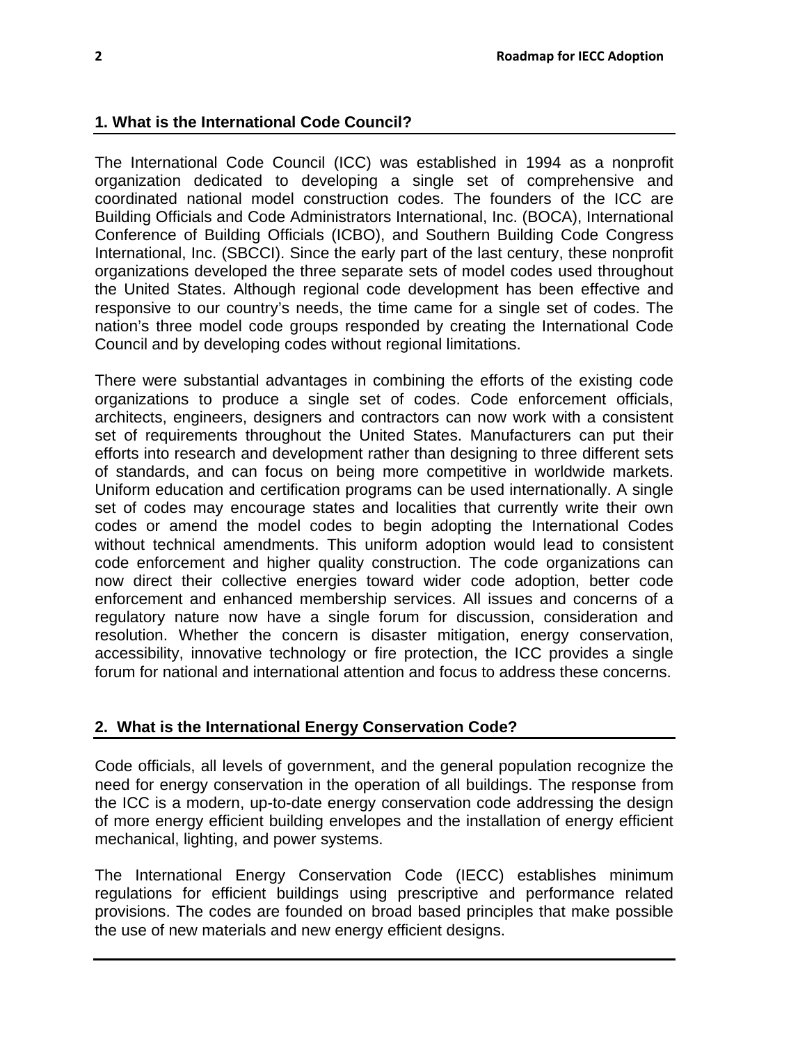## 1. What is the International Code Council?

The International Code Council (ICC) was established in 1994 as a nonprofit organization dedicated to developing a single set of comprehensive and coordinated national model construction codes. The founders of the ICC are Building Officials and Code Administrators International, Inc. (BOCA), International Conference of Building Officials (ICBO), and Southern Building Code Congress International, Inc. (SBCCI). Since the early part of the last century, these nonprofit organizations developed the three separate sets of model codes used throughout the United States. Although regional code development has been effective and responsive to our country's needs, the time came for a single set of codes. The nation's three model code groups responded by creating the International Code Council and by developing codes without regional limitations.

There were substantial advantages in combining the efforts of the existing code organizations to produce a single set of codes. Code enforcement officials, architects, engineers, designers and contractors can now work with a consistent set of requirements throughout the United States. Manufacturers can put their efforts into research and development rather than designing to three different sets of standards, and can focus on being more competitive in worldwide markets. Uniform education and certification programs can be used internationally. A single set of codes may encourage states and localities that currently write their own codes or amend the model codes to begin adopting the International Codes without technical amendments. This uniform adoption would lead to consistent code enforcement and higher quality construction. The code organizations can now direct their collective energies toward wider code adoption, better code enforcement and enhanced membership services. All issues and concerns of a regulatory nature now have a single forum for discussion, consideration and resolution. Whether the concern is disaster mitigation, energy conservation, accessibility, innovative technology or fire protection, the ICC provides a single forum for national and international attention and focus to address these concerns.

## 2. What is the International Energy Conservation Code?

Code officials, all levels of government, and the general population recognize the need for energy conservation in the operation of all buildings. The response from the ICC is a modern, up-to-date energy conservation code addressing the design of more energy efficient building envelopes and the installation of energy efficient mechanical, lighting, and power systems.

The International Energy Conservation Code (IECC) establishes minimum regulations for efficient buildings using prescriptive and performance related provisions. The codes are founded on broad based principles that make possible the use of new materials and new energy efficient designs.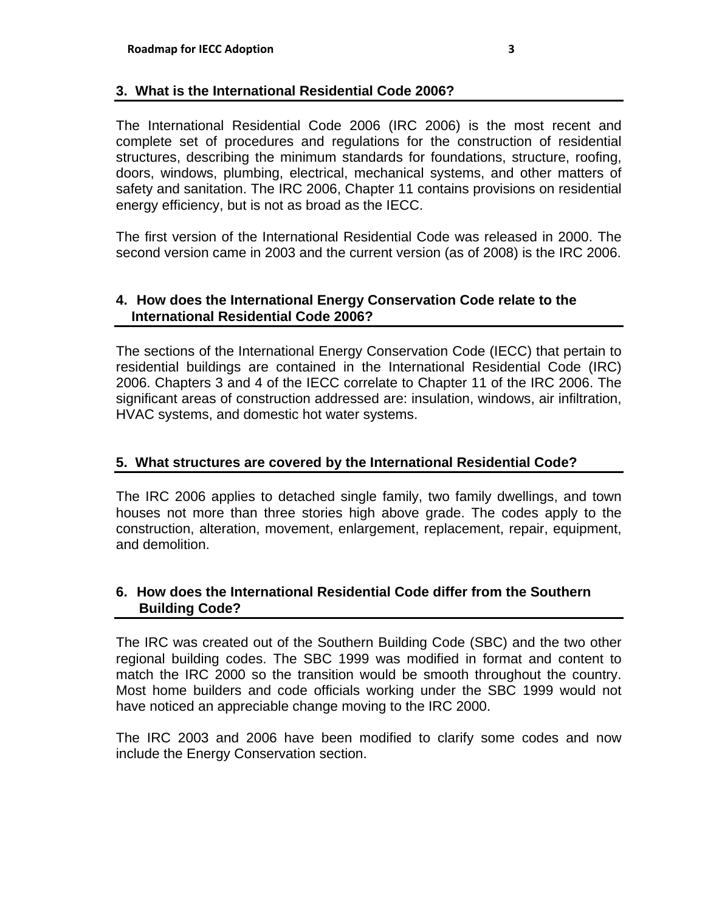## 3. What is the International Residential Code 2006?

The International Residential Code 2006 (IRC 2006) is the most recent and complete set of procedures and regulations for the construction of residential structures, describing the minimum standards for foundations, structure, roofing, doors, windows, plumbing, electrical, mechanical systems, and other matters of safety and sanitation. The IRC 2006, Chapter 11 contains provisions on residential energy efficiency, but is not as broad as the IECC.

The first version of the International Residential Code was released in 2000. The second version came in 2003 and the current version (as of 2008) is the IRC 2006.

## 4. How does the International Energy Conservation Code relate to the International Residential Code 2006?

The sections of the International Energy Conservation Code (IECC) that pertain to residential buildings are contained in the International Residential Code (IRC) 2006. Chapters 3 and 4 of the IECC correlate to Chapter 11 of the IRC 2006. The significant areas of construction addressed are: insulation, windows, air infiltration, HVAC systems, and domestic hot water systems.

## 5. What structures are covered by the International Residential Code?

The IRC 2006 applies to detached single family, two family dwellings, and town houses not more than three stories high above grade. The codes apply to the construction, alteration, movement, enlargement, replacement, repair, equipment, and demolition.

## 6. How does the International Residential Code differ from the Southern Building Code?

The IRC was created out of the Southern Building Code (SBC) and the two other regional building codes. The SBC 1999 was modified in format and content to match the IRC 2000 so the transition would be smooth throughout the country. Most home builders and code officials working under the SBC 1999 would not have noticed an appreciable change moving to the IRC 2000.

The IRC 2003 and 2006 have been modified to clarify some codes and now include the Energy Conservation section.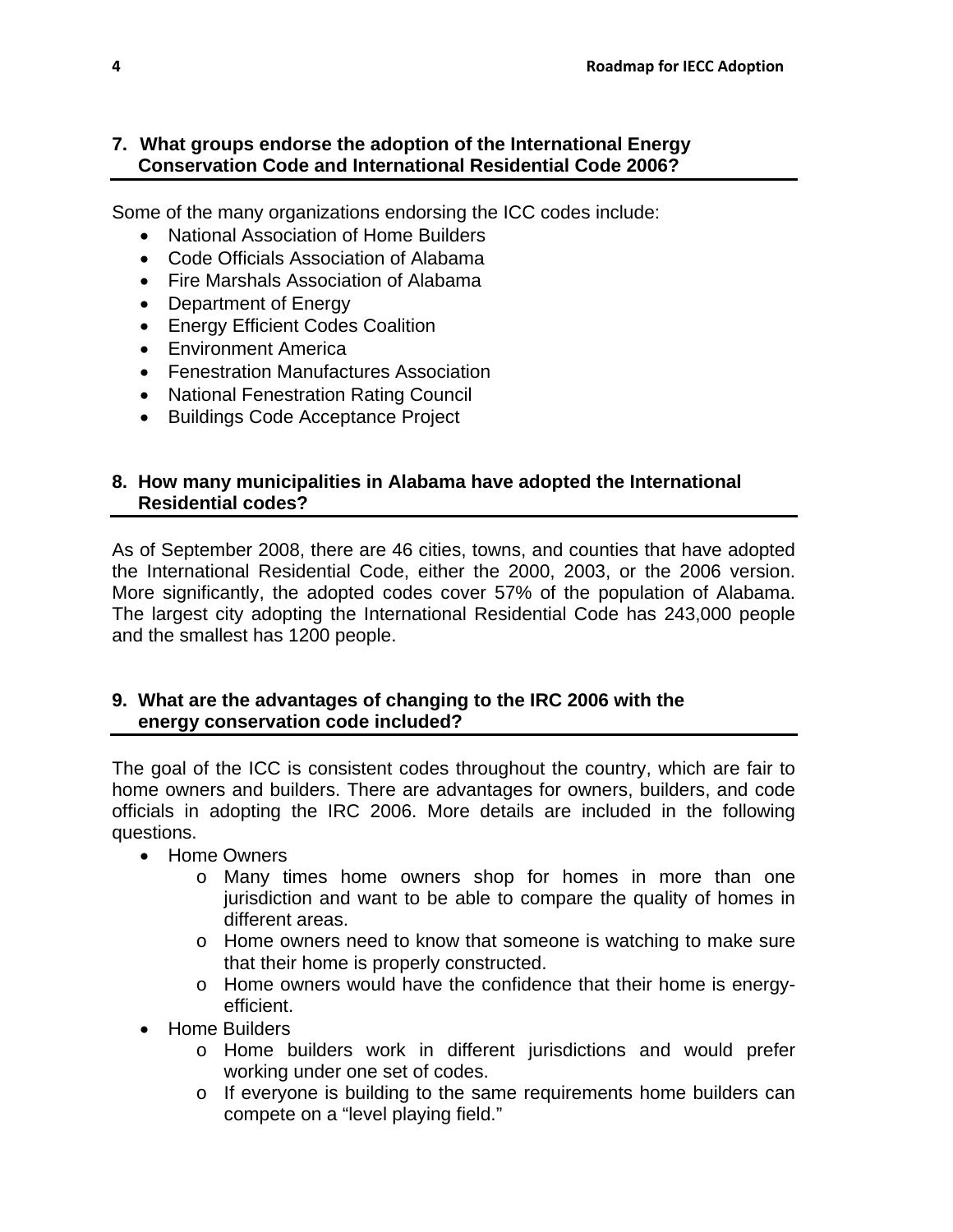### 7. What groups endorse the adoption of the International Energy Conservation Code and International Residential Code 2006?

Some of the many organizations endorsing the ICC codes include:

- National Association of Home Builders
- Code Officials Association of Alabama
- Fire Marshals Association of Alabama
- Department of Energy
- Energy Efficient Codes Coalition
- Environment America
- Fenestration Manufactures Association
- National Fenestration Rating Council
- Buildings Code Acceptance Project

### 8. How many municipalities in Alabama have adopted the International Residential codes?

As of September 2008, there are 46 cities, towns, and counties that have adopted the International Residential Code, either the 2000, 2003, or the 2006 version. More significantly, the adopted codes cover 57% of the population of Alabama. The largest city adopting the International Residential Code has 243,000 people and the smallest has 1200 people.

### 9. What are the advantages of changing to the IRC 2006 with the energy conservation code included?

The goal of the ICC is consistent codes throughout the country, which are fair to home owners and builders. There are advantages for owners, builders, and code officials in adopting the IRC 2006. More details are included in the following questions.

- Home Owners
  - Many times home owners shop for homes in more than one jurisdiction and want to be able to compare the quality of homes in different areas.
  - Home owners need to know that someone is watching to make sure that their home is properly constructed.
  - Home owners would have the confidence that their home is energy-efficient.
- Home Builders
  - Home builders work in different jurisdictions and would prefer working under one set of codes.
  - If everyone is building to the same requirements home builders can compete on a “level playing field.”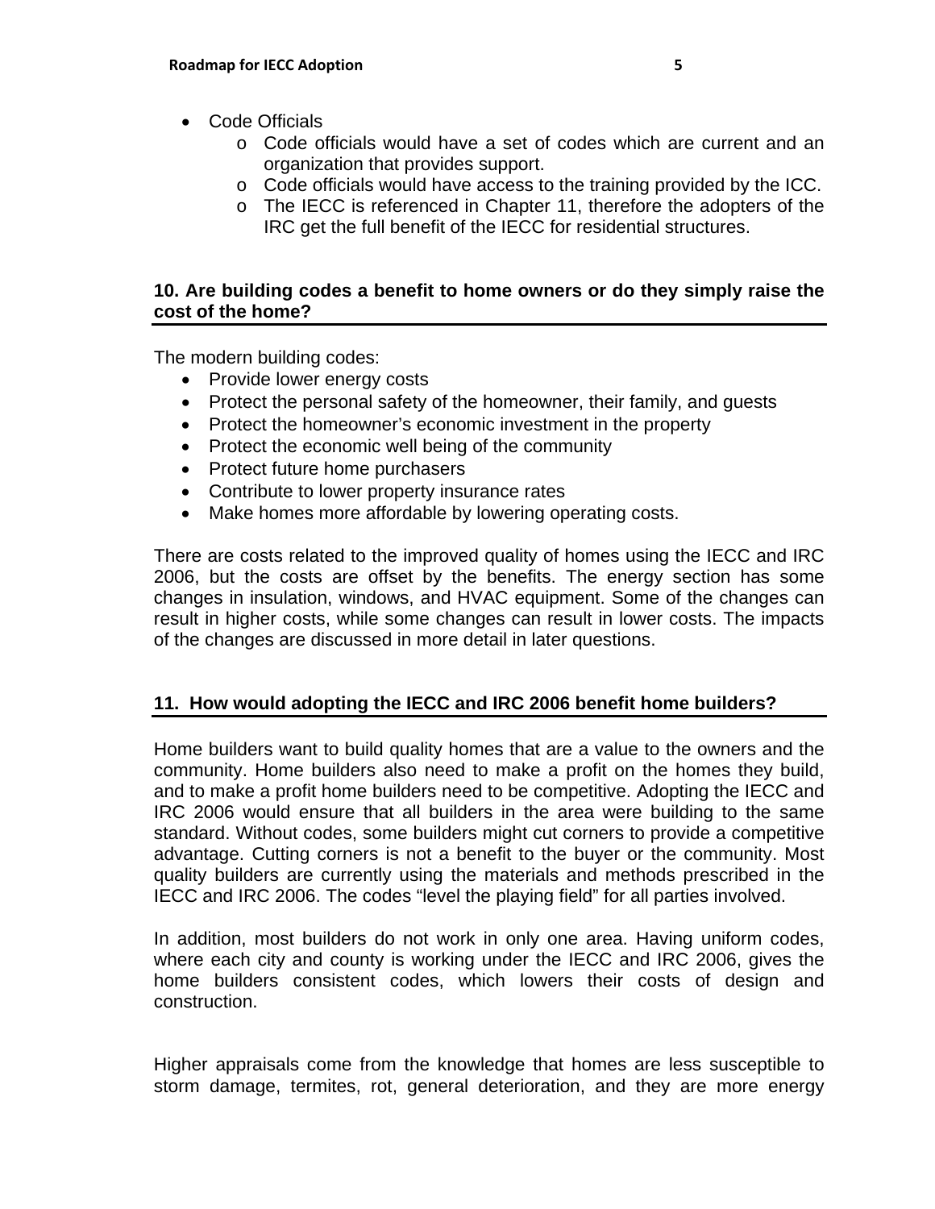- Code Officials
  - Code officials would have a set of codes which are current and an organization that provides support.
  - Code officials would have access to the training provided by the ICC.
  - The IECC is referenced in Chapter 11, therefore the adopters of the IRC get the full benefit of the IECC for residential structures.

## 10. Are building codes a benefit to home owners or do they simply raise the cost of the home?

The modern building codes:

- Provide lower energy costs
- Protect the personal safety of the homeowner, their family, and guests
- Protect the homeowner's economic investment in the property
- Protect the economic well being of the community
- Protect future home purchasers
- Contribute to lower property insurance rates
- Make homes more affordable by lowering operating costs.

There are costs related to the improved quality of homes using the IECC and IRC 2006, but the costs are offset by the benefits. The energy section has some changes in insulation, windows, and HVAC equipment. Some of the changes can result in higher costs, while some changes can result in lower costs. The impacts of the changes are discussed in more detail in later questions.

## 11. How would adopting the IECC and IRC 2006 benefit home builders?

Home builders want to build quality homes that are a value to the owners and the community. Home builders also need to make a profit on the homes they build, and to make a profit home builders need to be competitive. Adopting the IECC and IRC 2006 would ensure that all builders in the area were building to the same standard. Without codes, some builders might cut corners to provide a competitive advantage. Cutting corners is not a benefit to the buyer or the community. Most quality builders are currently using the materials and methods prescribed in the IECC and IRC 2006. The codes "level the playing field" for all parties involved.

In addition, most builders do not work in only one area. Having uniform codes, where each city and county is working under the IECC and IRC 2006, gives the home builders consistent codes, which lowers their costs of design and construction.

Higher appraisals come from the knowledge that homes are less susceptible to storm damage, termites, rot, general deterioration, and they are more energy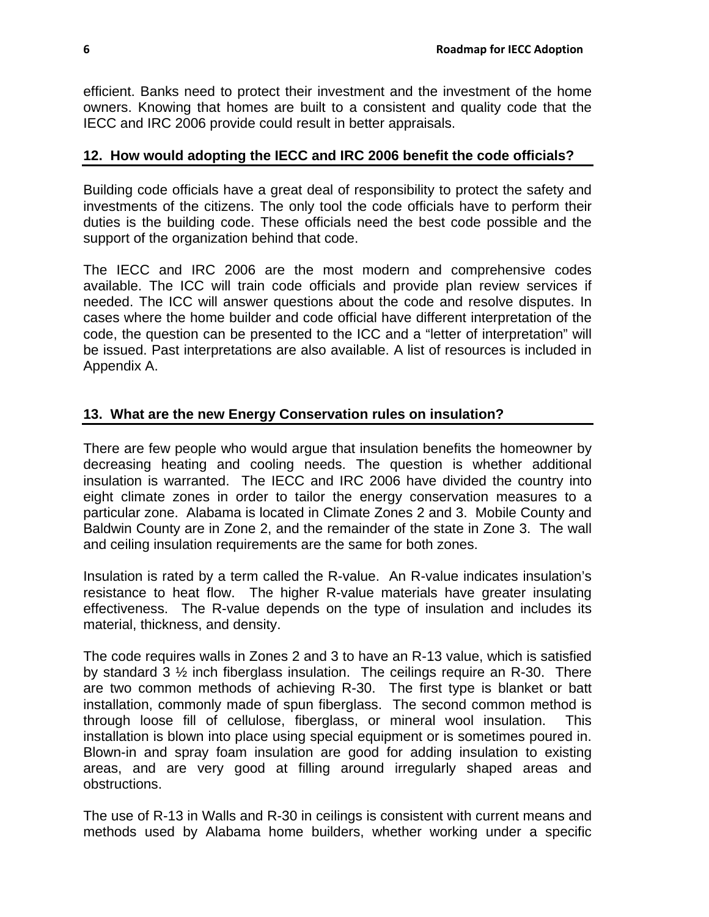efficient. Banks need to protect their investment and the investment of the home owners. Knowing that homes are built to a consistent and quality code that the IECC and IRC 2006 provide could result in better appraisals.

## 12. How would adopting the IECC and IRC 2006 benefit the code officials?

Building code officials have a great deal of responsibility to protect the safety and investments of the citizens. The only tool the code officials have to perform their duties is the building code. These officials need the best code possible and the support of the organization behind that code.

The IECC and IRC 2006 are the most modern and comprehensive codes available. The ICC will train code officials and provide plan review services if needed. The ICC will answer questions about the code and resolve disputes. In cases where the home builder and code official have different interpretation of the code, the question can be presented to the ICC and a "letter of interpretation" will be issued. Past interpretations are also available. A list of resources is included in Appendix A.

## 13. What are the new Energy Conservation rules on insulation?

There are few people who would argue that insulation benefits the homeowner by decreasing heating and cooling needs. The question is whether additional insulation is warranted. The IECC and IRC 2006 have divided the country into eight climate zones in order to tailor the energy conservation measures to a particular zone. Alabama is located in Climate Zones 2 and 3. Mobile County and Baldwin County are in Zone 2, and the remainder of the state in Zone 3. The wall and ceiling insulation requirements are the same for both zones.

Insulation is rated by a term called the R-value. An R-value indicates insulation's resistance to heat flow. The higher R-value materials have greater insulating effectiveness. The R-value depends on the type of insulation and includes its material, thickness, and density.

The code requires walls in Zones 2 and 3 to have an R-13 value, which is satisfied by standard 3 ½ inch fiberglass insulation. The ceilings require an R-30. There are two common methods of achieving R-30. The first type is blanket or batt installation, commonly made of spun fiberglass. The second common method is through loose fill of cellulose, fiberglass, or mineral wool insulation. This installation is blown into place using special equipment or is sometimes poured in. Blown-in and spray foam insulation are good for adding insulation to existing areas, and are very good at filling around irregularly shaped areas and obstructions.

The use of R-13 in Walls and R-30 in ceilings is consistent with current means and methods used by Alabama home builders, whether working under a specific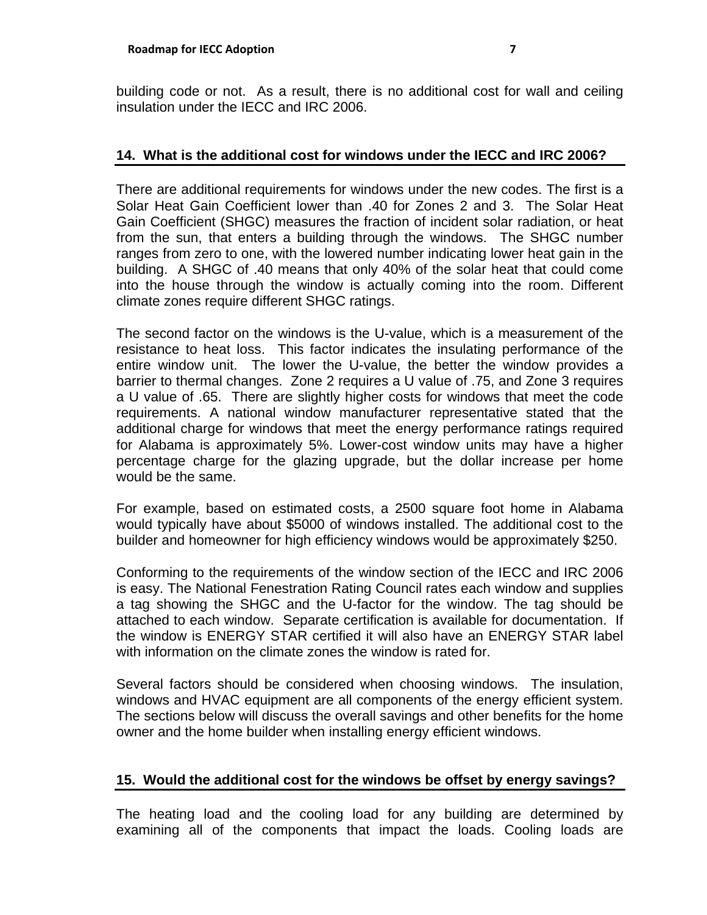building code or not. As a result, there is no additional cost for wall and ceiling insulation under the IECC and IRC 2006.

## 14. What is the additional cost for windows under the IECC and IRC 2006?

There are additional requirements for windows under the new codes. The first is a Solar Heat Gain Coefficient lower than .40 for Zones 2 and 3. The Solar Heat Gain Coefficient (SHGC) measures the fraction of incident solar radiation, or heat from the sun, that enters a building through the windows. The SHGC number ranges from zero to one, with the lowered number indicating lower heat gain in the building. A SHGC of .40 means that only 40% of the solar heat that could come into the house through the window is actually coming into the room. Different climate zones require different SHGC ratings.

The second factor on the windows is the U-value, which is a measurement of the resistance to heat loss. This factor indicates the insulating performance of the entire window unit. The lower the U-value, the better the window provides a barrier to thermal changes. Zone 2 requires a U value of .75, and Zone 3 requires a U value of .65. There are slightly higher costs for windows that meet the code requirements. A national window manufacturer representative stated that the additional charge for windows that meet the energy performance ratings required for Alabama is approximately 5%. Lower-cost window units may have a higher percentage charge for the glazing upgrade, but the dollar increase per home would be the same.

For example, based on estimated costs, a 2500 square foot home in Alabama would typically have about $5000 of windows installed. The additional cost to the builder and homeowner for high efficiency windows would be approximately $250.

Conforming to the requirements of the window section of the IECC and IRC 2006 is easy. The National Fenestration Rating Council rates each window and supplies a tag showing the SHGC and the U-factor for the window. The tag should be attached to each window. Separate certification is available for documentation. If the window is ENERGY STAR certified it will also have an ENERGY STAR label with information on the climate zones the window is rated for.

Several factors should be considered when choosing windows. The insulation, windows and HVAC equipment are all components of the energy efficient system. The sections below will discuss the overall savings and other benefits for the home owner and the home builder when installing energy efficient windows.

## 15. Would the additional cost for the windows be offset by energy savings?

The heating load and the cooling load for any building are determined by examining all of the components that impact the loads. Cooling loads are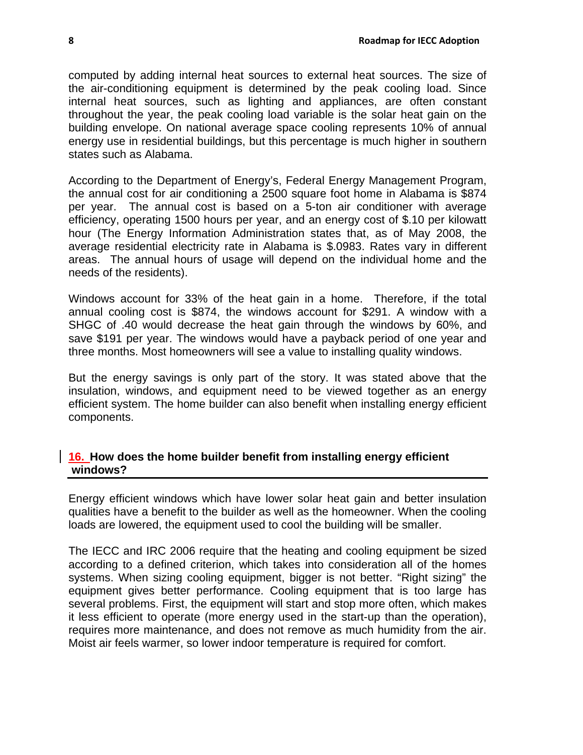computed by adding internal heat sources to external heat sources. The size of the air-conditioning equipment is determined by the peak cooling load. Since internal heat sources, such as lighting and appliances, are often constant throughout the year, the peak cooling load variable is the solar heat gain on the building envelope. On national average space cooling represents 10% of annual energy use in residential buildings, but this percentage is much higher in southern states such as Alabama.

According to the Department of Energy's, Federal Energy Management Program, the annual cost for air conditioning a 2500 square foot home in Alabama is $874 per year. The annual cost is based on a 5-ton air conditioner with average efficiency, operating 1500 hours per year, and an energy cost of $.10 per kilowatt hour (The Energy Information Administration states that, as of May 2008, the average residential electricity rate in Alabama is $.0983. Rates vary in different areas. The annual hours of usage will depend on the individual home and the needs of the residents).

Windows account for 33% of the heat gain in a home. Therefore, if the total annual cooling cost is $874, the windows account for $291. A window with a SHGC of .40 would decrease the heat gain through the windows by 60%, and save $191 per year. The windows would have a payback period of one year and three months. Most homeowners will see a value to installing quality windows.

But the energy savings is only part of the story. It was stated above that the insulation, windows, and equipment need to be viewed together as an energy efficient system. The home builder can also benefit when installing energy efficient components.

## 16. How does the home builder benefit from installing energy efficient windows?

Energy efficient windows which have lower solar heat gain and better insulation qualities have a benefit to the builder as well as the homeowner. When the cooling loads are lowered, the equipment used to cool the building will be smaller.

The IECC and IRC 2006 require that the heating and cooling equipment be sized according to a defined criterion, which takes into consideration all of the homes systems. When sizing cooling equipment, bigger is not better. "Right sizing" the equipment gives better performance. Cooling equipment that is too large has several problems. First, the equipment will start and stop more often, which makes it less efficient to operate (more energy used in the start-up than the operation), requires more maintenance, and does not remove as much humidity from the air. Moist air feels warmer, so lower indoor temperature is required for comfort.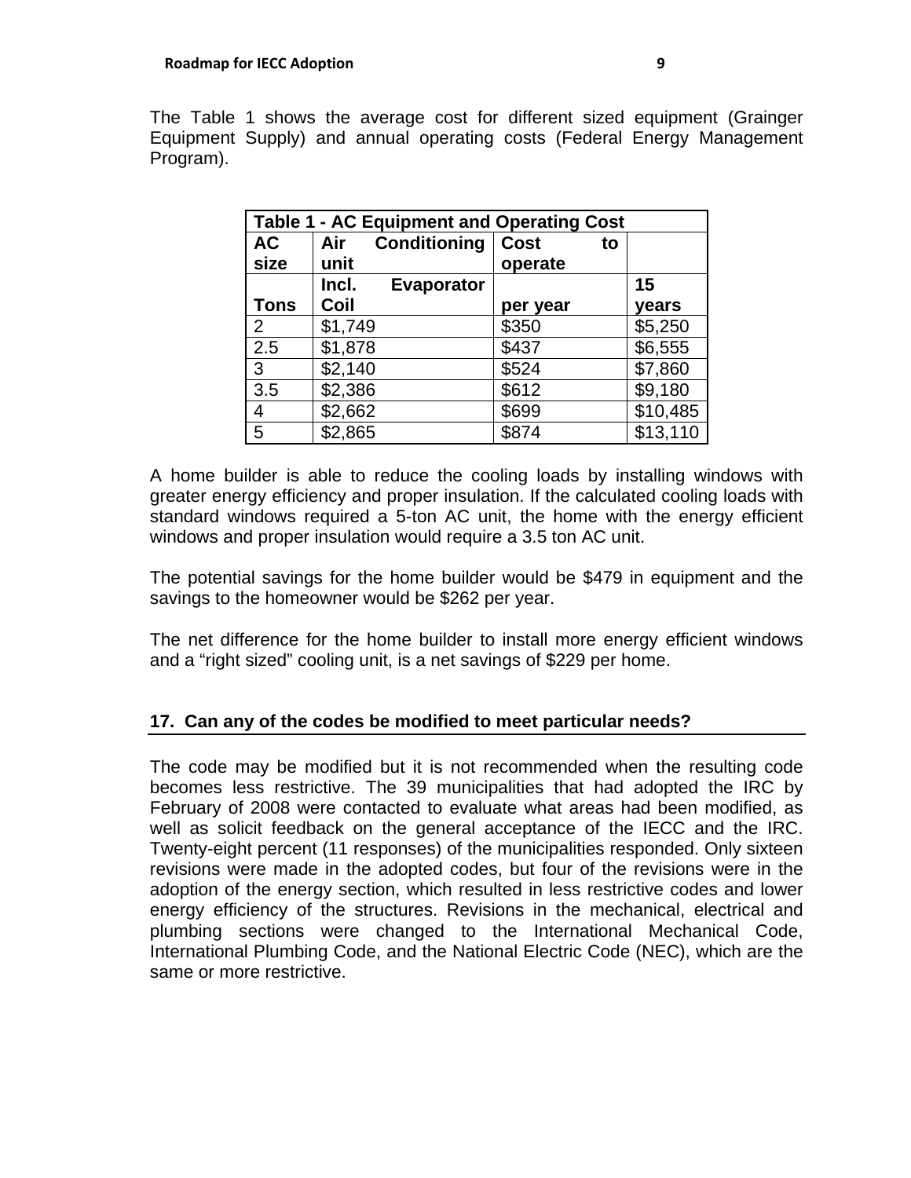The Table 1 shows the average cost for different sized equipment (Grainger Equipment Supply) and annual operating costs (Federal Energy Management Program).

| Table 1 - AC Equipment and Operating Cost | | | |
|---|---|---|---|
| **AC size** | **Air Conditioning unit** | **Cost to operate** | |
| **Tons** | **Incl. Evaporator Coil** | **per year** | **15 years** |
| 2 | $1,749 | $350 | $5,250 |
| 2.5 | $1,878 | $437 | $6,555 |
| 3 | $2,140 | $524 | $7,860 |
| 3.5 | $2,386 | $612 | $9,180 |
| 4 | $2,662 | $699 | $10,485 |
| 5 | $2,865 | $874 | $13,110 |

A home builder is able to reduce the cooling loads by installing windows with greater energy efficiency and proper insulation. If the calculated cooling loads with standard windows required a 5-ton AC unit, the home with the energy efficient windows and proper insulation would require a 3.5 ton AC unit.

The potential savings for the home builder would be $479 in equipment and the savings to the homeowner would be $262 per year.

The net difference for the home builder to install more energy efficient windows and a "right sized" cooling unit, is a net savings of $229 per home.

## 17. Can any of the codes be modified to meet particular needs?

The code may be modified but it is not recommended when the resulting code becomes less restrictive. The 39 municipalities that had adopted the IRC by February of 2008 were contacted to evaluate what areas had been modified, as well as solicit feedback on the general acceptance of the IECC and the IRC. Twenty-eight percent (11 responses) of the municipalities responded. Only sixteen revisions were made in the adopted codes, but four of the revisions were in the adoption of the energy section, which resulted in less restrictive codes and lower energy efficiency of the structures. Revisions in the mechanical, electrical and plumbing sections were changed to the International Mechanical Code, International Plumbing Code, and the National Electric Code (NEC), which are the same or more restrictive.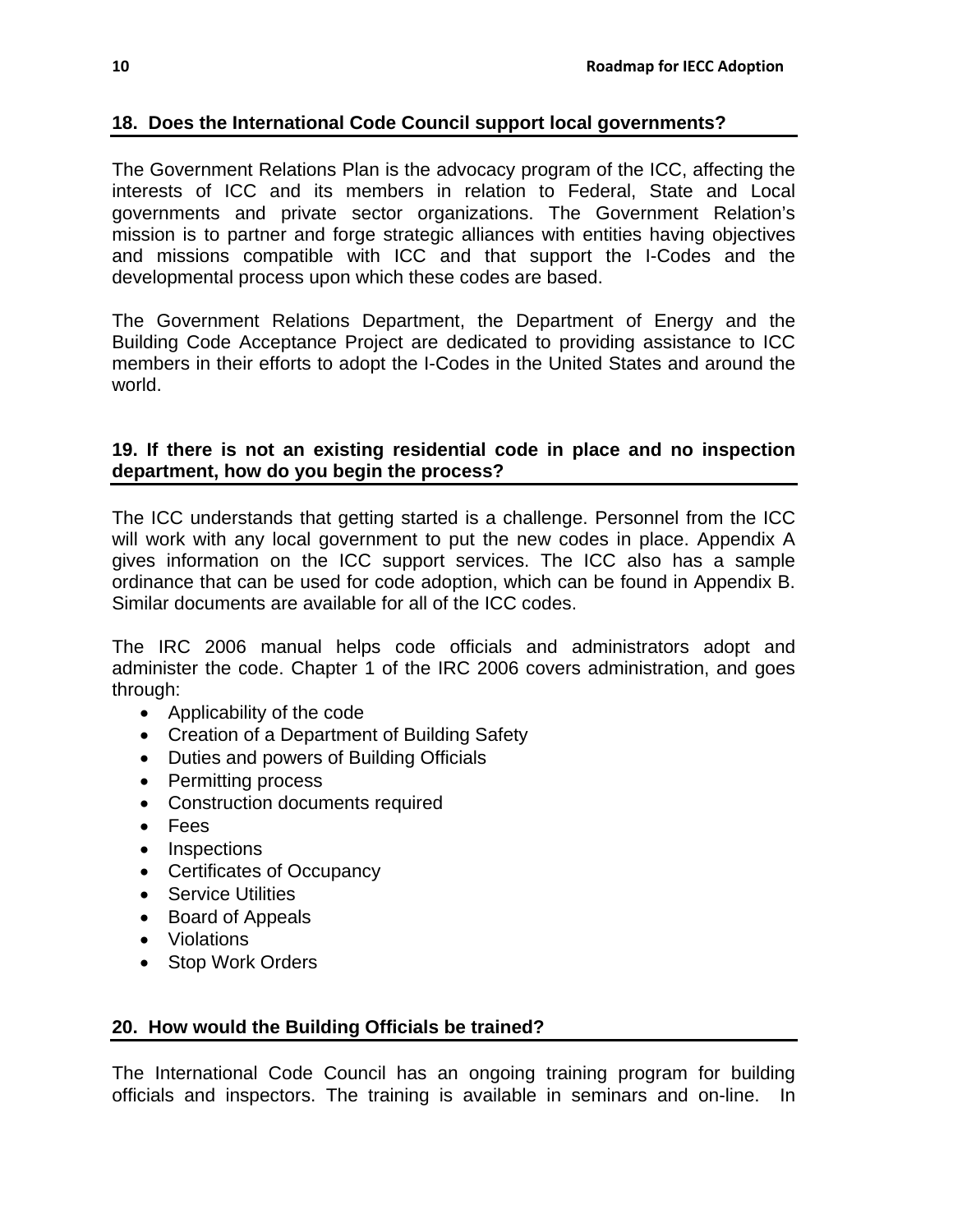## 18. Does the International Code Council support local governments?

The Government Relations Plan is the advocacy program of the ICC, affecting the interests of ICC and its members in relation to Federal, State and Local governments and private sector organizations. The Government Relation's mission is to partner and forge strategic alliances with entities having objectives and missions compatible with ICC and that support the I-Codes and the developmental process upon which these codes are based.

The Government Relations Department, the Department of Energy and the Building Code Acceptance Project are dedicated to providing assistance to ICC members in their efforts to adopt the I-Codes in the United States and around the world.

## 19. If there is not an existing residential code in place and no inspection department, how do you begin the process?

The ICC understands that getting started is a challenge. Personnel from the ICC will work with any local government to put the new codes in place. Appendix A gives information on the ICC support services. The ICC also has a sample ordinance that can be used for code adoption, which can be found in Appendix B. Similar documents are available for all of the ICC codes.

The IRC 2006 manual helps code officials and administrators adopt and administer the code. Chapter 1 of the IRC 2006 covers administration, and goes through:

- Applicability of the code
- Creation of a Department of Building Safety
- Duties and powers of Building Officials
- Permitting process
- Construction documents required
- Fees
- Inspections
- Certificates of Occupancy
- Service Utilities
- Board of Appeals
- Violations
- Stop Work Orders

## 20. How would the Building Officials be trained?

The International Code Council has an ongoing training program for building officials and inspectors. The training is available in seminars and on-line. In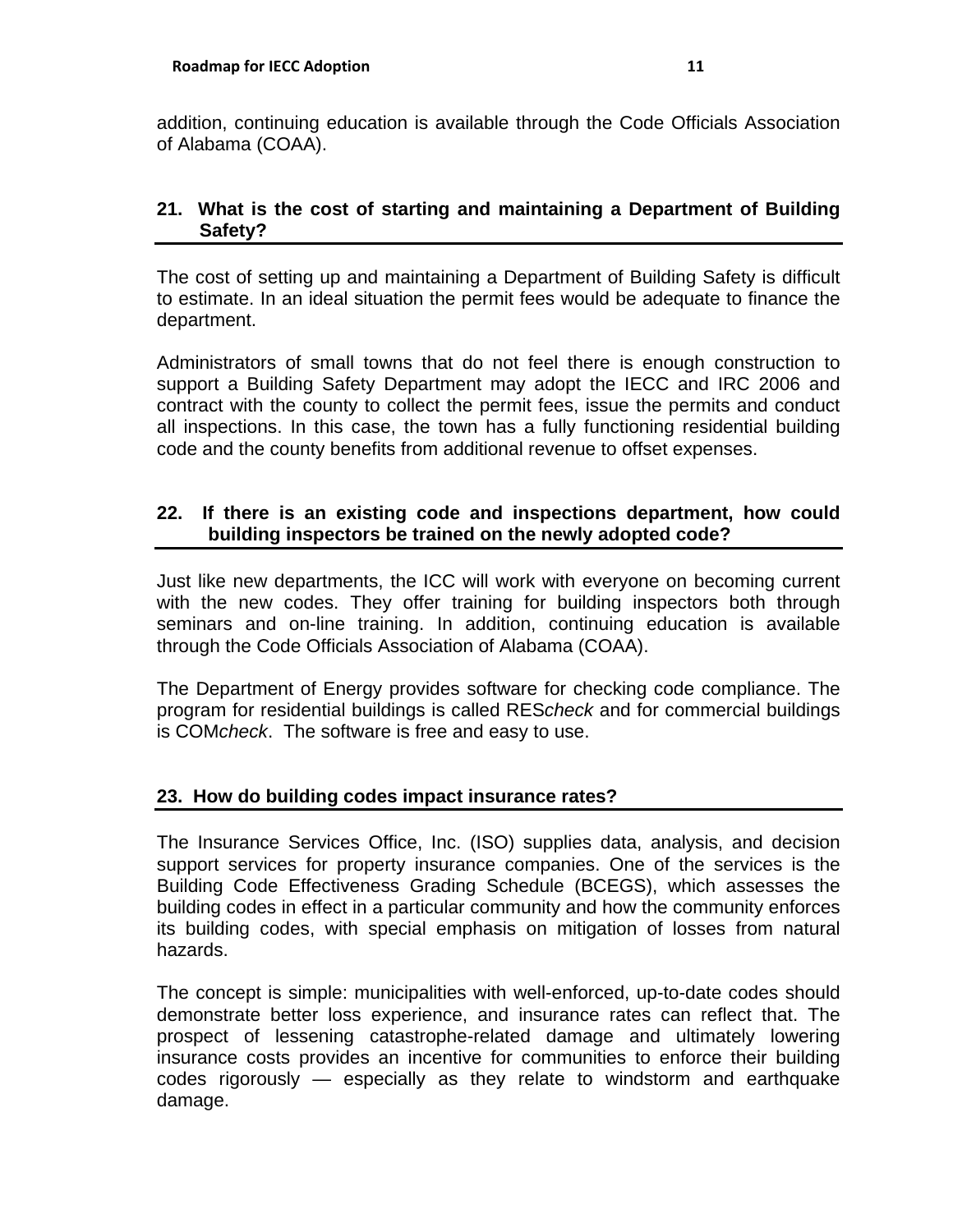addition, continuing education is available through the Code Officials Association of Alabama (COAA).

### 21. What is the cost of starting and maintaining a Department of Building Safety?

The cost of setting up and maintaining a Department of Building Safety is difficult to estimate. In an ideal situation the permit fees would be adequate to finance the department.

Administrators of small towns that do not feel there is enough construction to support a Building Safety Department may adopt the IECC and IRC 2006 and contract with the county to collect the permit fees, issue the permits and conduct all inspections. In this case, the town has a fully functioning residential building code and the county benefits from additional revenue to offset expenses.

### 22. If there is an existing code and inspections department, how could building inspectors be trained on the newly adopted code?

Just like new departments, the ICC will work with everyone on becoming current with the new codes. They offer training for building inspectors both through seminars and on-line training. In addition, continuing education is available through the Code Officials Association of Alabama (COAA).

The Department of Energy provides software for checking code compliance. The program for residential buildings is called RES*check* and for commercial buildings is COM*check*. The software is free and easy to use.

### 23. How do building codes impact insurance rates?

The Insurance Services Office, Inc. (ISO) supplies data, analysis, and decision support services for property insurance companies. One of the services is the Building Code Effectiveness Grading Schedule (BCEGS), which assesses the building codes in effect in a particular community and how the community enforces its building codes, with special emphasis on mitigation of losses from natural hazards.

The concept is simple: municipalities with well-enforced, up-to-date codes should demonstrate better loss experience, and insurance rates can reflect that. The prospect of lessening catastrophe-related damage and ultimately lowering insurance costs provides an incentive for communities to enforce their building codes rigorously — especially as they relate to windstorm and earthquake damage.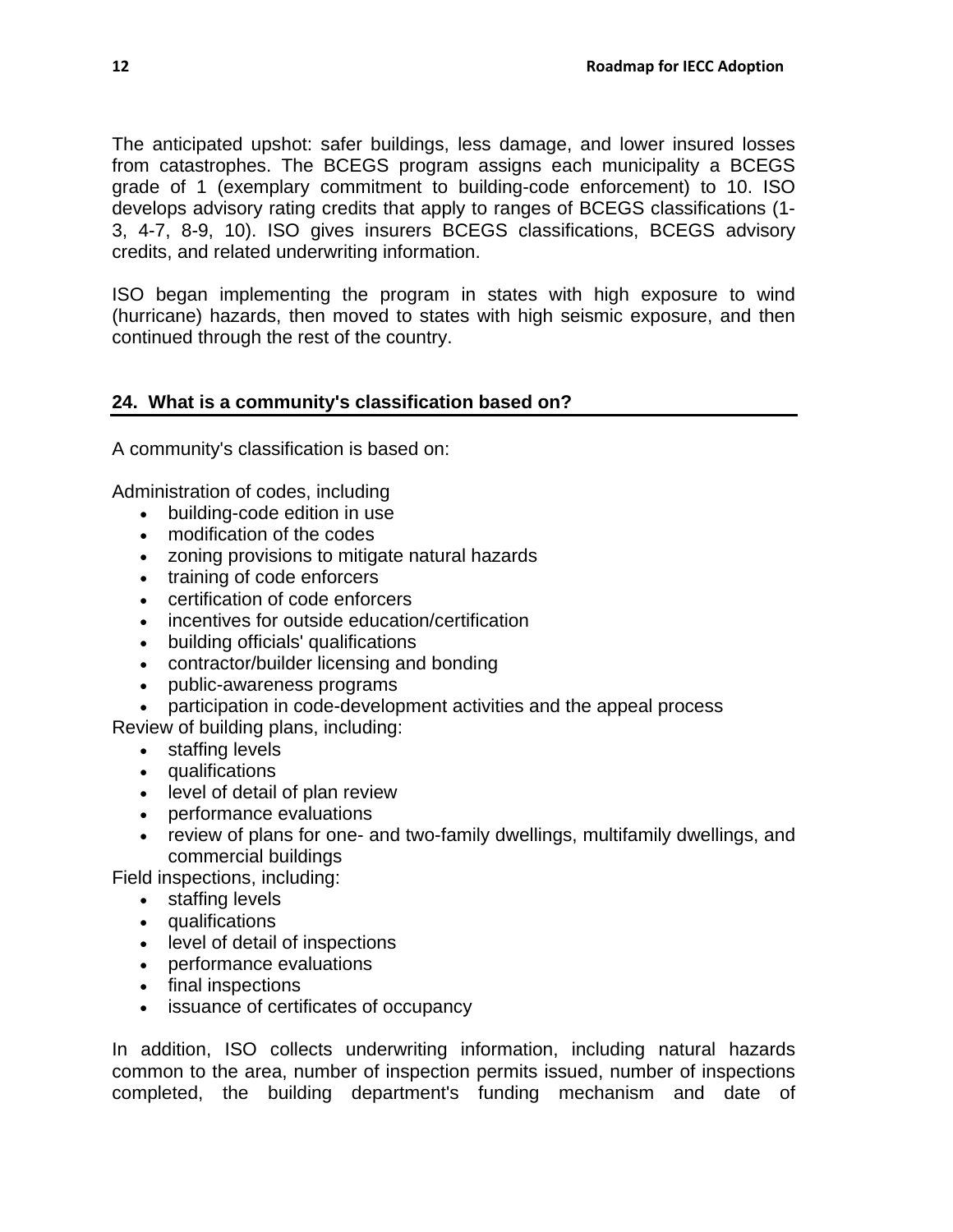The anticipated upshot: safer buildings, less damage, and lower insured losses from catastrophes. The BCEGS program assigns each municipality a BCEGS grade of 1 (exemplary commitment to building-code enforcement) to 10. ISO develops advisory rating credits that apply to ranges of BCEGS classifications (1-3, 4-7, 8-9, 10). ISO gives insurers BCEGS classifications, BCEGS advisory credits, and related underwriting information.

ISO began implementing the program in states with high exposure to wind (hurricane) hazards, then moved to states with high seismic exposure, and then continued through the rest of the country.

## 24. What is a community's classification based on?

A community's classification is based on:

Administration of codes, including

- building-code edition in use
- modification of the codes
- zoning provisions to mitigate natural hazards
- training of code enforcers
- certification of code enforcers
- incentives for outside education/certification
- building officials' qualifications
- contractor/builder licensing and bonding
- public-awareness programs
- participation in code-development activities and the appeal process

Review of building plans, including:

- staffing levels
- qualifications
- level of detail of plan review
- performance evaluations
- review of plans for one- and two-family dwellings, multifamily dwellings, and commercial buildings

Field inspections, including:

- staffing levels
- qualifications
- level of detail of inspections
- performance evaluations
- final inspections
- issuance of certificates of occupancy

In addition, ISO collects underwriting information, including natural hazards common to the area, number of inspection permits issued, number of inspections completed, the building department's funding mechanism and date of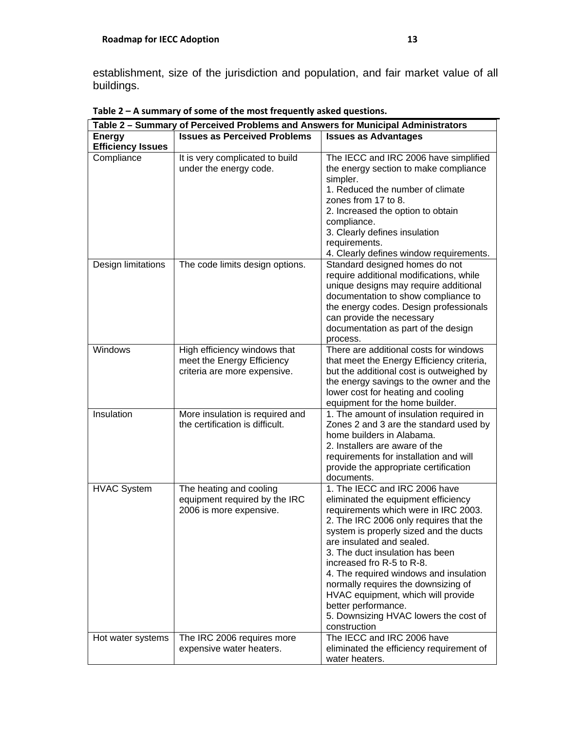establishment, size of the jurisdiction and population, and fair market value of all buildings.

**Table 2 – A summary of some of the most frequently asked questions.**

| Table 2 – Summary of Perceived Problems and Answers for Municipal Administrators | | |
|---|---|---|
| **Energy Efficiency Issues** | **Issues as Perceived Problems** | **Issues as Advantages** |
| Compliance | It is very complicated to build under the energy code. | The IECC and IRC 2006 have simplified the energy section to make compliance simpler.<br>1. Reduced the number of climate zones from 17 to 8.<br>2. Increased the option to obtain compliance.<br>3. Clearly defines insulation requirements.<br>4. Clearly defines window requirements. |
| Design limitations | The code limits design options. | Standard designed homes do not require additional modifications, while unique designs may require additional documentation to show compliance to the energy codes. Design professionals can provide the necessary documentation as part of the design process. |
| Windows | High efficiency windows that meet the Energy Efficiency criteria are more expensive. | There are additional costs for windows that meet the Energy Efficiency criteria, but the additional cost is outweighed by the energy savings to the owner and the lower cost for heating and cooling equipment for the home builder. |
| Insulation | More insulation is required and the certification is difficult. | 1. The amount of insulation required in Zones 2 and 3 are the standard used by home builders in Alabama.<br>2. Installers are aware of the requirements for installation and will provide the appropriate certification documents. |
| HVAC System | The heating and cooling equipment required by the IRC 2006 is more expensive. | 1. The IECC and IRC 2006 have eliminated the equipment efficiency requirements which were in IRC 2003.<br>2. The IRC 2006 only requires that the system is properly sized and the ducts are insulated and sealed.<br>3. The duct insulation has been increased fro R-5 to R-8.<br>4. The required windows and insulation normally requires the downsizing of HVAC equipment, which will provide better performance.<br>5. Downsizing HVAC lowers the cost of construction |
| Hot water systems | The IRC 2006 requires more expensive water heaters. | The IECC and IRC 2006 have eliminated the efficiency requirement of water heaters. |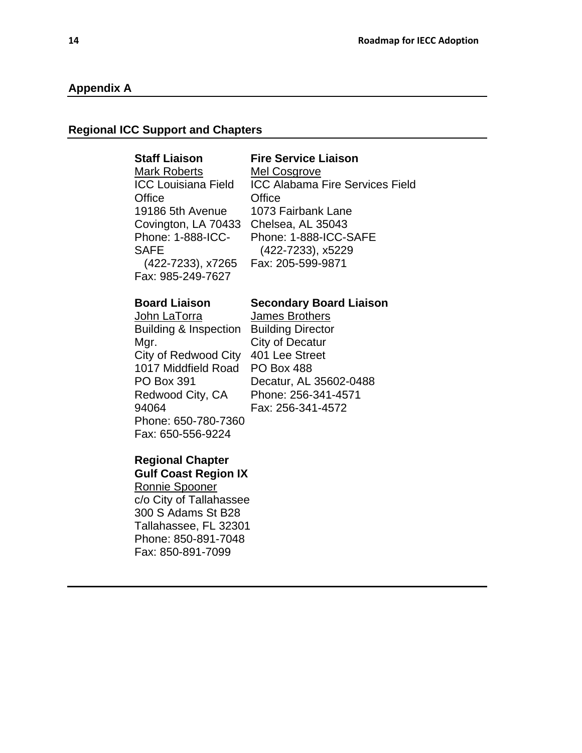## Appendix A

### Regional ICC Support and Chapters

**Staff Liaison**
Mark Roberts
ICC Louisiana Field Office
19186 5th Avenue
Covington, LA 70433
Phone: 1-888-ICC-SAFE (422-7233), x7265
Fax: 985-249-7627

**Fire Service Liaison**
Mel Cosgrove
ICC Alabama Fire Services Field Office
1073 Fairbank Lane
Chelsea, AL 35043
Phone: 1-888-ICC-SAFE (422-7233), x5229
Fax: 205-599-9871

**Board Liaison**
John LaTorra
Building & Inspection Mgr.
City of Redwood City
1017 Middfield Road
PO Box 391
Redwood City, CA 94064
Phone: 650-780-7360
Fax: 650-556-9224

**Secondary Board Liaison**
James Brothers
Building Director
City of Decatur
401 Lee Street
PO Box 488
Decatur, AL 35602-0488
Phone: 256-341-4571
Fax: 256-341-4572

**Regional Chapter**
**Gulf Coast Region IX**
Ronnie Spooner
c/o City of Tallahassee
300 S Adams St B28
Tallahassee, FL 32301
Phone: 850-891-7048
Fax: 850-891-7099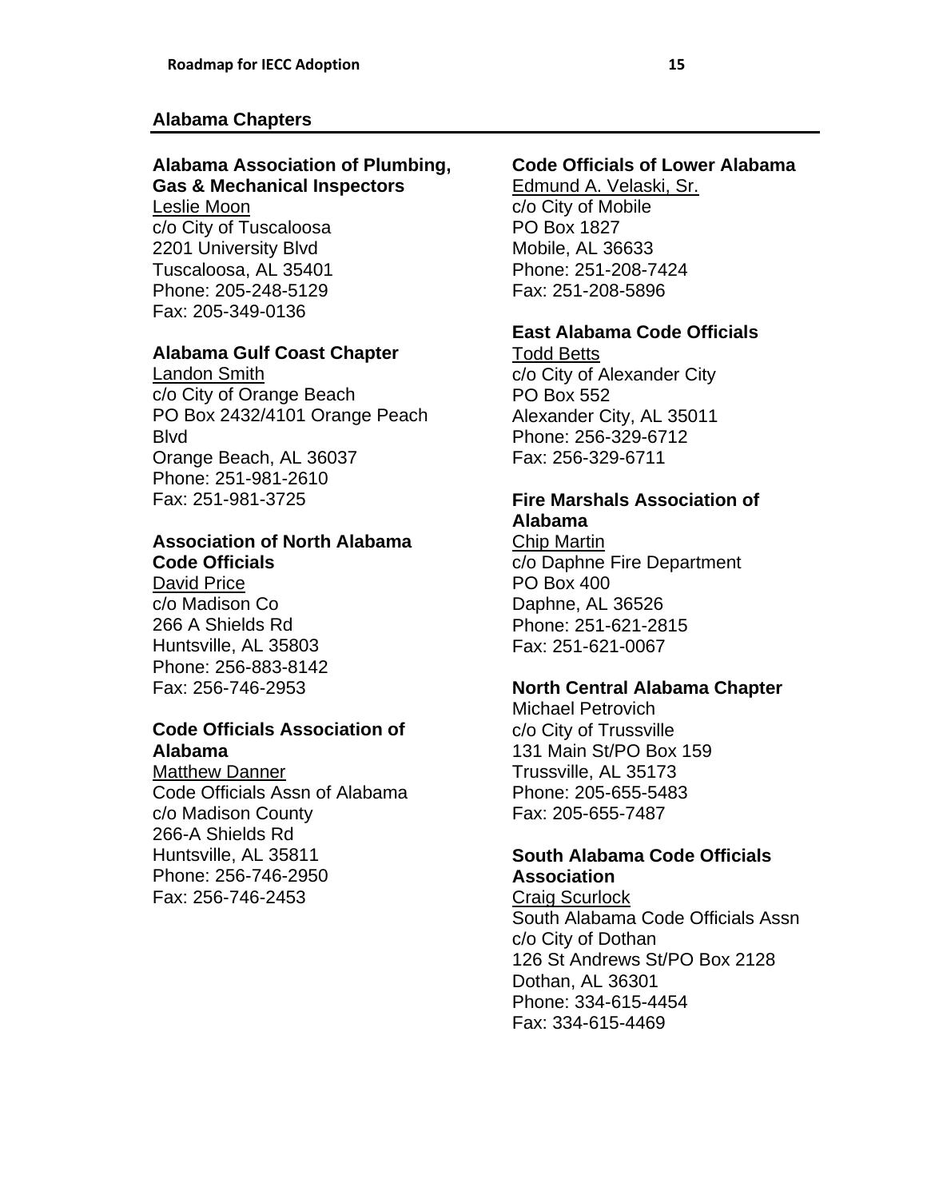## Alabama Chapters

### Alabama Association of Plumbing, Gas & Mechanical Inspectors

Leslie Moon
c/o City of Tuscaloosa
2201 University Blvd
Tuscaloosa, AL 35401
Phone: 205-248-5129
Fax: 205-349-0136

### Alabama Gulf Coast Chapter

Landon Smith
c/o City of Orange Beach
PO Box 2432/4101 Orange Peach Blvd
Orange Beach, AL 36037
Phone: 251-981-2610
Fax: 251-981-3725

### Association of North Alabama Code Officials

David Price
c/o Madison Co
266 A Shields Rd
Huntsville, AL 35803
Phone: 256-883-8142
Fax: 256-746-2953

### Code Officials Association of Alabama

Matthew Danner
Code Officials Assn of Alabama
c/o Madison County
266-A Shields Rd
Huntsville, AL 35811
Phone: 256-746-2950
Fax: 256-746-2453

### Code Officials of Lower Alabama

Edmund A. Velaski, Sr.
c/o City of Mobile
PO Box 1827
Mobile, AL 36633
Phone: 251-208-7424
Fax: 251-208-5896

### East Alabama Code Officials

Todd Betts
c/o City of Alexander City
PO Box 552
Alexander City, AL 35011
Phone: 256-329-6712
Fax: 256-329-6711

### Fire Marshals Association of Alabama

Chip Martin
c/o Daphne Fire Department
PO Box 400
Daphne, AL 36526
Phone: 251-621-2815
Fax: 251-621-0067

### North Central Alabama Chapter

Michael Petrovich
c/o City of Trussville
131 Main St/PO Box 159
Trussville, AL 35173
Phone: 205-655-5483
Fax: 205-655-7487

### South Alabama Code Officials Association

Craig Scurlock
South Alabama Code Officials Assn
c/o City of Dothan
126 St Andrews St/PO Box 2128
Dothan, AL 36301
Phone: 334-615-4454
Fax: 334-615-4469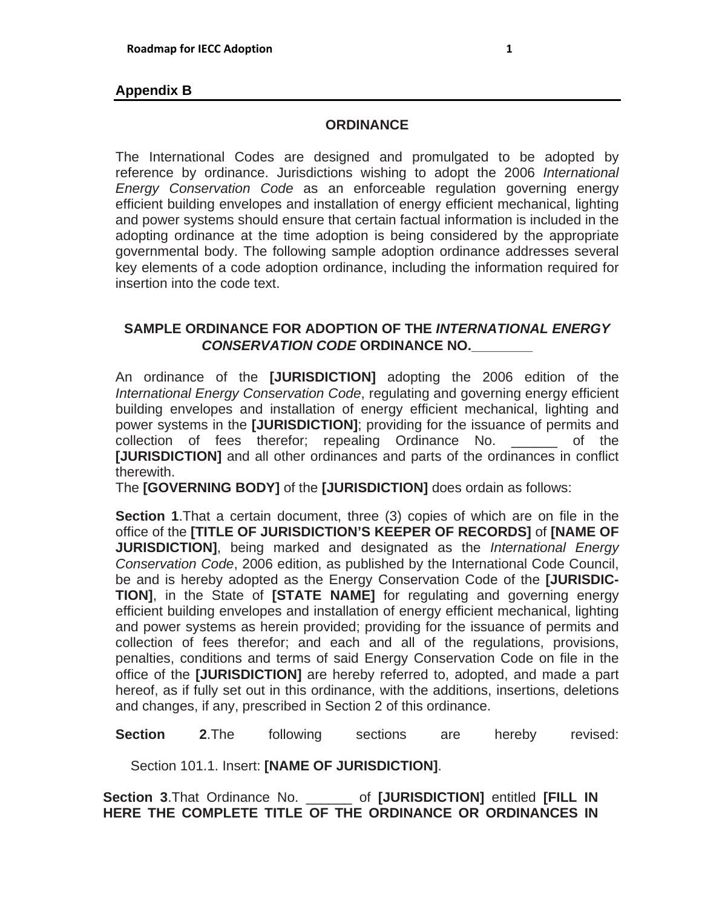## Appendix B

### ORDINANCE

The International Codes are designed and promulgated to be adopted by reference by ordinance. Jurisdictions wishing to adopt the 2006 *International Energy Conservation Code* as an enforceable regulation governing energy efficient building envelopes and installation of energy efficient mechanical, lighting and power systems should ensure that certain factual information is included in the adopting ordinance at the time adoption is being considered by the appropriate governmental body. The following sample adoption ordinance addresses several key elements of a code adoption ordinance, including the information required for insertion into the code text.

### SAMPLE ORDINANCE FOR ADOPTION OF THE *INTERNATIONAL ENERGY CONSERVATION CODE* ORDINANCE NO.________

An ordinance of the **[JURISDICTION]** adopting the 2006 edition of the *International Energy Conservation Code*, regulating and governing energy efficient building envelopes and installation of energy efficient mechanical, lighting and power systems in the **[JURISDICTION]**; providing for the issuance of permits and collection of fees therefor; repealing Ordinance No. ______ of the **[JURISDICTION]** and all other ordinances and parts of the ordinances in conflict therewith.

The **[GOVERNING BODY]** of the **[JURISDICTION]** does ordain as follows:

**Section 1**.That a certain document, three (3) copies of which are on file in the office of the **[TITLE OF JURISDICTION'S KEEPER OF RECORDS]** of **[NAME OF JURISDICTION]**, being marked and designated as the *International Energy Conservation Code*, 2006 edition, as published by the International Code Council, be and is hereby adopted as the Energy Conservation Code of the **[JURISDICTION]**, in the State of **[STATE NAME]** for regulating and governing energy efficient building envelopes and installation of energy efficient mechanical, lighting and power systems as herein provided; providing for the issuance of permits and collection of fees therefor; and each and all of the regulations, provisions, penalties, conditions and terms of said Energy Conservation Code on file in the office of the **[JURISDICTION]** are hereby referred to, adopted, and made a part hereof, as if fully set out in this ordinance, with the additions, insertions, deletions and changes, if any, prescribed in Section 2 of this ordinance.

**Section 2**.The following sections are hereby revised:

Section 101.1. Insert: **[NAME OF JURISDICTION]**.

**Section 3**.That Ordinance No. ______ of **[JURISDICTION]** entitled **[FILL IN HERE THE COMPLETE TITLE OF THE ORDINANCE OR ORDINANCES IN**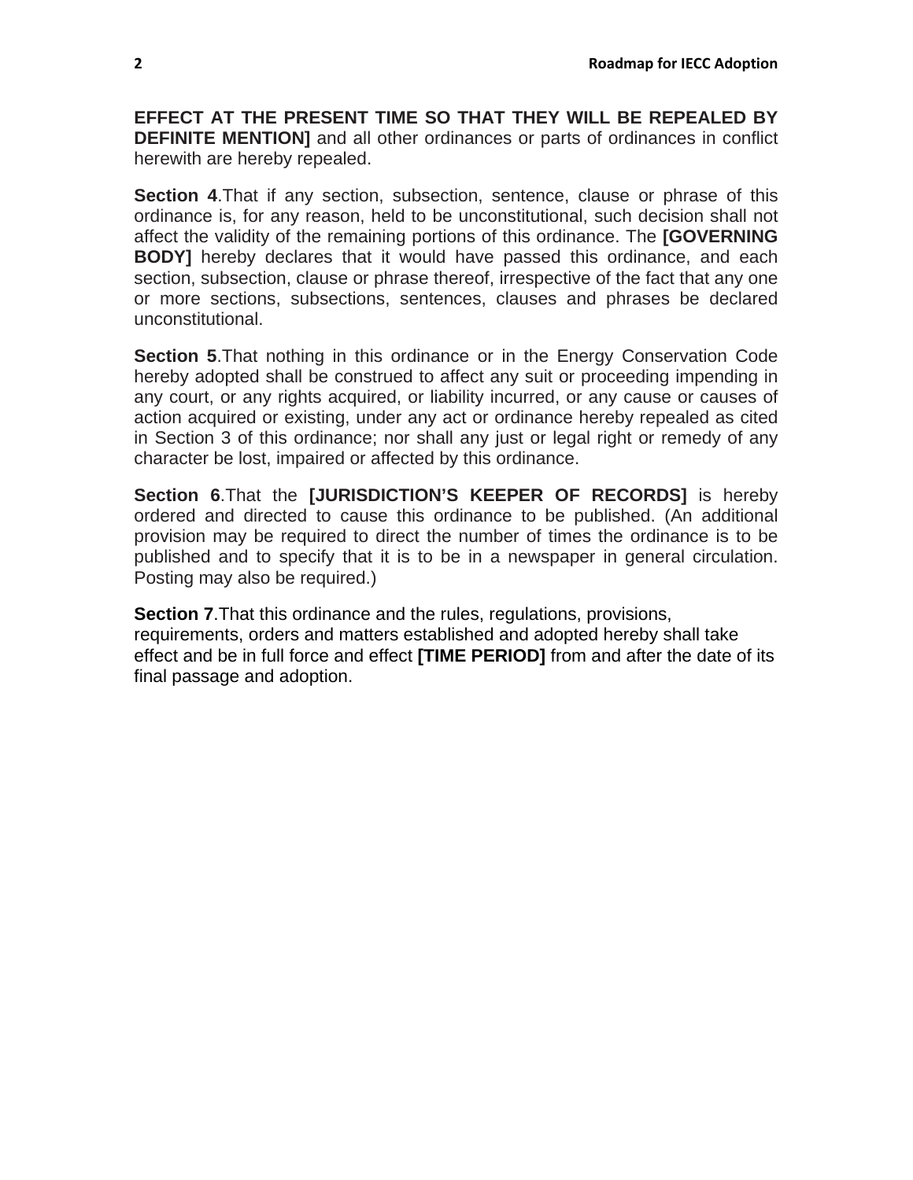**EFFECT AT THE PRESENT TIME SO THAT THEY WILL BE REPEALED BY DEFINITE MENTION]** and all other ordinances or parts of ordinances in conflict herewith are hereby repealed.

**Section 4**.That if any section, subsection, sentence, clause or phrase of this ordinance is, for any reason, held to be unconstitutional, such decision shall not affect the validity of the remaining portions of this ordinance. The **[GOVERNING BODY]** hereby declares that it would have passed this ordinance, and each section, subsection, clause or phrase thereof, irrespective of the fact that any one or more sections, subsections, sentences, clauses and phrases be declared unconstitutional.

**Section 5**.That nothing in this ordinance or in the Energy Conservation Code hereby adopted shall be construed to affect any suit or proceeding impending in any court, or any rights acquired, or liability incurred, or any cause or causes of action acquired or existing, under any act or ordinance hereby repealed as cited in Section 3 of this ordinance; nor shall any just or legal right or remedy of any character be lost, impaired or affected by this ordinance.

**Section 6**.That the **[JURISDICTION'S KEEPER OF RECORDS]** is hereby ordered and directed to cause this ordinance to be published. (An additional provision may be required to direct the number of times the ordinance is to be published and to specify that it is to be in a newspaper in general circulation. Posting may also be required.)

**Section 7**.That this ordinance and the rules, regulations, provisions, requirements, orders and matters established and adopted hereby shall take effect and be in full force and effect **[TIME PERIOD]** from and after the date of its final passage and adoption.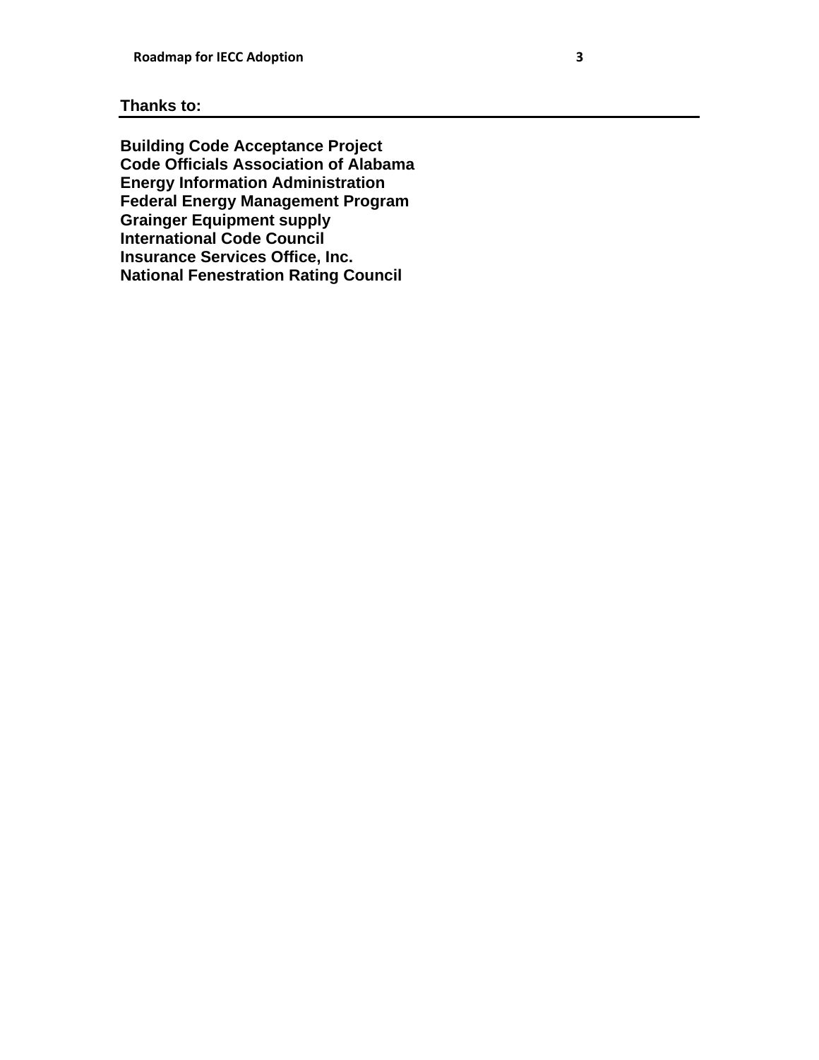## Thanks to:

**Building Code Acceptance Project**
**Code Officials Association of Alabama**
**Energy Information Administration**
**Federal Energy Management Program**
**Grainger Equipment supply**
**International Code Council**
**Insurance Services Office, Inc.**
**National Fenestration Rating Council**